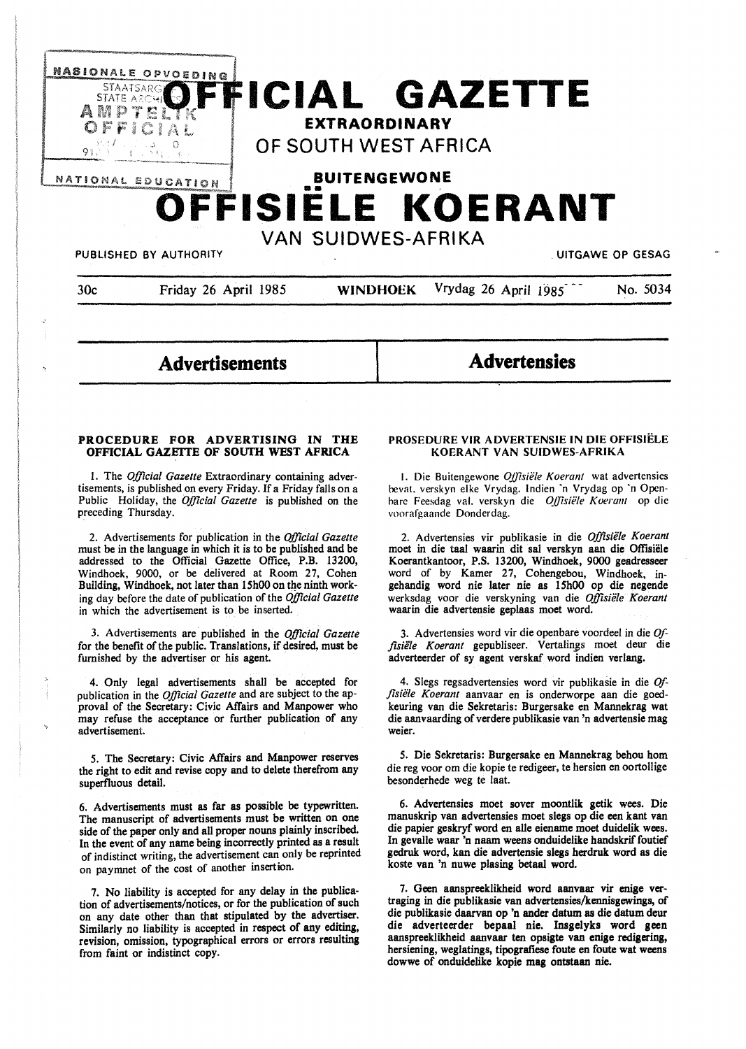# OFFICIAL GAZETTE

## EXTRAORDINARY

## OF SOUTH WEST AFRICA

## BUITENGEWONE

# OFFISIËLE KOERANT

## VAN SUIDWES-AFRIKA

PUBLISHED BY AUTHORITY — UITGAWE OP GESAG

30c — Friday 26 April 1985 — WINDHOEK — Vrydag 26 April 1985 — No. 5034

## Advertisements

### PROCEDURE FOR ADVERTISING IN THE OFFICIAL GAZETTE OF SOUTH WEST AFRICA

1. The *Official Gazette* Extraordinary containing advertisements, is published on every Friday. If a Friday falls on a Public Holiday, the *Official Gazette* is published on the preceding Thursday.

2. Advertisements for publication in the *Official Gazette* must be in the language in which it is to be published and be addressed to the Official Gazette Office, P.B. 13200, Windhoek, 9000, or be delivered at Room 27, Cohen Building, Windhoek, not later than 15h00 on the ninth working day before the date of publication of the *Official Gazette* in which the advertisement is to be inserted.

3. Advertisements are published in the *Official Gazette* for the benefit of the public. Translations, if desired, must be furnished by the advertiser or his agent.

4. Only legal advertisements shall be accepted for publication in the *Official Gazette* and are subject to the approval of the Secretary: Civic Affairs and Manpower who may refuse the acceptance or further publication of any advertisement.

5. The Secretary: Civic Affairs and Manpower reserves the right to edit and revise copy and to delete therefrom any superfluous detail.

6. Advertisements must as far as possible be typewritten. The manuscript of advertisements must be written on one side of the paper only and all proper nouns plainly inscribed. In the event of any name being incorrectly printed as a result of indistinct writing, the advertisement can only be reprinted on paymnet of the cost of another insertion.

7. No liability is accepted for any delay in the publication of advertisements/notices, or for the publication of such on any date other than that stipulated by the advertiser. Similarly no liability is accepted in respect of any editing, revision, omission, typographical errors or errors resulting from faint or indistinct copy.

## Advertensies

### PROSEDURE VIR ADVERTENSIE IN DIE OFFISIËLE KOERANT VAN SUIDWES-AFRIKA

1. Die Buitengewone *Offisiële Koerant* wat advertensies bevat, verskyn elke Vrydag. Indien 'n Vrydag op 'n Openbare Feesdag val, verskyn die *Offisiële Koerant* op die voorafgaande Donderdag.

2. Advertensies vir publikasie in die *Offisiële Koerant* moet in die taal waarin dit sal verskyn aan die Offisiële Koerantkantoor, P.S. 13200, Windhoek, 9000 geadresseer word of by Kamer 27, Cohengebou, Windhoek, ingehandig word nie later nie as 15h00 op die negende werksdag voor die verskyning van die *Offisiële Koerant* waarin die advertensie geplaas moet word.

3. Advertensies word vir die openbare voordeel in die *Offisiële Koerant* gepubliseer. Vertalings moet deur die adverteerder of sy agent verskaf word indien verlang.

4. Slegs regsadvertensies word vir publikasie in die *Offisiële Koerant* aanvaar en is onderworpe aan die goedkeuring van die Sekretaris: Burgersake en Mannekrag wat die aanvaarding of verdere publikasie van 'n advertensie mag weier.

5. Die Sekretaris: Burgersake en Mannekrag behou hom die reg voor om die kopie te redigeer, te hersien en oortollige besonderhede weg te laat.

6. Advertensies moet sover moontlik getik wees. Die manuskrip van advertensies moet slegs op die een kant van die papier geskryf word en alle eiename moet duidelik wees. In gevalle waar 'n naam weens onduidelike handskrif foutief gedruk word, kan die advertensie slegs herdruk word as die koste van 'n nuwe plasing betaal word.

7. Geen aanspreeklikheid word aanvaar vir enige vertraging in die publikasie van advertensies/kennisgewings, of die publikasie daarvan op 'n ander datum as die datum deur die adverteerder bepaal nie. Insgelyks word geen aanspreeklikheid aanvaar ten opsigte van enige redigering, hersiening, weglatings, tipografiese foute en foute wat weens dowwe of onduidelike kopie mag ontstaan nie.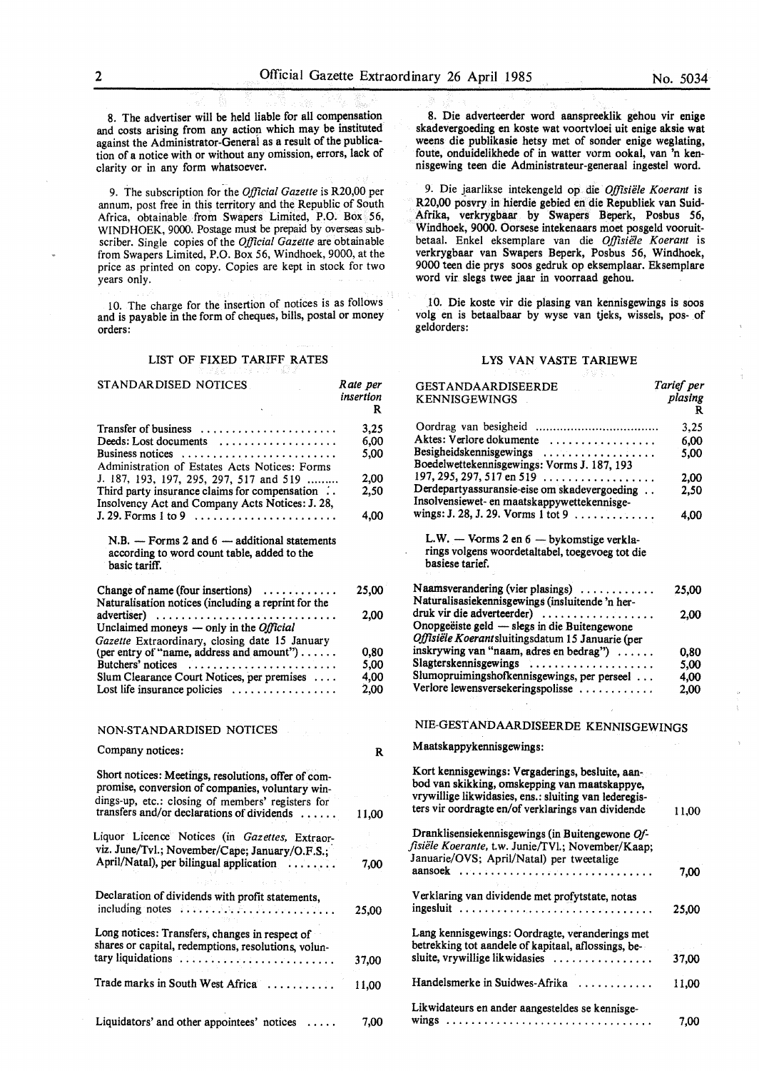8. The advertiser will be held liable for all compensation and costs arising from any action which may be instituted against the Administrator-General as a result of the publication of a notice with or without any omission, errors, lack of clarity or in any form whatsoever.

9. The subscription for the *Official Gazette* is R20,00 per annum, post free in this territory and the Republic of South Africa, obtainable from Swapers Limited, P.O. Box 56, WINDHOEK, 9000. Postage must be prepaid by overseas subscriber. Single copies of the *Official Gazette* are obtainable from Swapers Limited, P.O. Box 56, Windhoek, 9000, at the price as printed on copy. Copies are kept in stock for two years only.

10. The charge for the insertion of notices is as follows and is payable in the form of cheques, bills, postal or money orders:

## LIST OF FIXED TARIFF RATES

| STANDARDISED NOTICES | Rate per insertion R |
|---|---|
| Transfer of business | 3,25 |
| Deeds: Lost documents | 6,00 |
| Business notices | 5,00 |
| Administration of Estates Acts Notices: Forms J. 187, 193, 197, 295, 297, 517 and 519 | 2,00 |
| Third party insurance claims for compensation | 2,50 |
| Insolvency Act and Company Acts Notices: J. 28, J. 29. Forms 1 to 9 | 4,00 |

N.B. — Forms 2 and 6 — additional statements according to word count table, added to the basic tariff.

| | |
|---|---|
| Change of name (four insertions) | 25,00 |
| Naturalisation notices (including a reprint for the advertiser) | 2,00 |
| Unclaimed moneys — only in the *Official Gazette* Extraordinary, closing date 15 January (per entry of "name, address and amount") | 0,80 |
| Butchers' notices | 5,00 |
| Slum Clearance Court Notices, per premises | 4,00 |
| Lost life insurance policies | 2,00 |

## NON-STANDARDISED NOTICES

| Company notices: | R |
|---|---|
| Short notices: Meetings, resolutions, offer of compromise, conversion of companies, voluntary windings-up, etc.: closing of members' registers for transfers and/or declarations of dividends | 11,00 |
| Liquor Licence Notices (in *Gazettes*, Extraorviz. June/Tvl.; November/Cape; January/O.F.S.; April/Natal), per bilingual application | 7,00 |
| Declaration of dividends with profit statements, including notes | 25,00 |
| Long notices: Transfers, changes in respect of shares or capital, redemptions, resolutions, voluntary liquidations | 37,00 |
| Trade marks in South West Africa | 11,00 |
| Liquidators' and other appointees' notices | 7,00 |

8. Die adverteerder word aanspreeklik gehou vir enige skadevergoeding en koste wat voortvloei uit enige aksie wat weens die publikasie hetsy met of sonder enige weglating, foute, onduidelikhede of in watter vorm ookal, van 'n kennisgewing teen die Administrateur-generaal ingestel word.

9. Die jaarlikse intekengeld op die *Offisiële Koerant* is R20,00 posvry in hierdie gebied en die Republiek van Suid-Afrika, verkrygbaar by Swapers Beperk, Posbus 56, Windhoek, 9000. Oorsese intekenaars moet posgeld vooruitbetaal. Enkel eksemplare van die *Offisiële Koerant* is verkrygbaar van Swapers Beperk, Posbus 56, Windhoek, 9000 teen die prys soos gedruk op eksemplaar. Eksemplare word vir slegs twee jaar in voorraad gehou.

10. Die koste vir die plasing van kennisgewings is soos volg en is betaalbaar by wyse van tjeks, wissels, pos- of geldorders:

## LYS VAN VASTE TARIEWE

| GESTANDAARDISEERDE KENNISGEWINGS | Tarief per plasing R |
|---|---|
| Oordrag van besigheid | 3,25 |
| Aktes: Verlore dokumente | 6,00 |
| Besigheidskennisgewings | 5,00 |
| Boedelwettekennisgewings: Vorms J. 187, 193 197, 295, 297, 517 en 519 | 2,00 |
| Derdepartyassuransie-eise om skadevergoeding | 2,50 |
| Insolvensiewet- en maatskappywettekennisgewings: J. 28, J. 29. Vorms 1 tot 9 | 4,00 |

L.W. — Vorms 2 en 6 — bykomstige verklarings volgens woordetaltabel, toegevoeg tot die basiese tarief.

| | |
|---|---|
| Naamsverandering (vier plasings) | 25,00 |
| Naturalisasiekennisgewings (insluitende 'n herdruk vir die adverteerder) | 2,00 |
| Onopgeëiste geld — slegs in die Buitengewone *Offisiële Koerant* sluitingsdatum 15 Januarie (per inskrywing van "naam, adres en bedrag") | 0,80 |
| Slagterskennisgewings | 5,00 |
| Slumopruimingshofkennisgewings, per perseel | 4,00 |
| Verlore lewensversekeringspolisse | 2,00 |

## NIE-GESTANDAARDISEERDE KENNISGEWINGS

| Maatskappykennisgewings: | |
|---|---|
| Kort kennisgewings: Vergaderings, besluite, aanbod van skikking, omskepping van maatskappye, vrywillige likwidasies, ens.: sluiting van lederegisters vir oordragte en/of verklarings van dividende | 11,00 |
| Dranklisensiekennisgewings (in Buitengewone *Offisiële Koerante*, t.w. Junie/TVl.; November/Kaap; Januarie/OVS; April/Natal) per tweetalige aansoek | 7,00 |
| Verklaring van dividende met profytstate, notas ingesluit | 25,00 |
| Lang kennisgewings: Oordragte, veranderings met betrekking tot aandele of kapitaal, aflossings, besluite, vrywillige likwidasies | 37,00 |
| Handelsmerke in Suidwes-Afrika | 11,00 |
| Likwidateurs en ander aangesteldes se kennisgewings | 7,00 |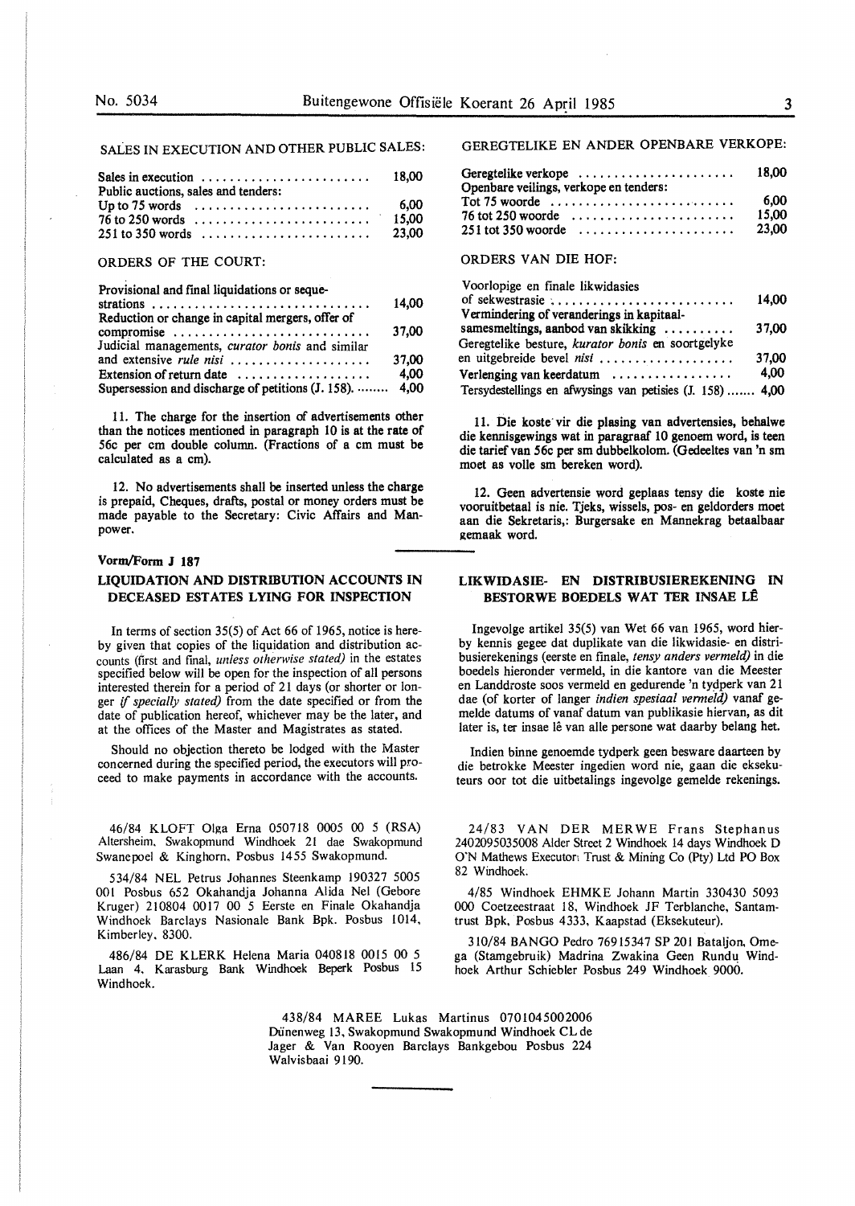SALES IN EXECUTION AND OTHER PUBLIC SALES:

| | |
|---|---|
| Sales in execution | 18,00 |
| Public auctions, sales and tenders: | |
| Up to 75 words | 6,00 |
| 76 to 250 words | 15,00 |
| 251 to 350 words | 23,00 |

ORDERS OF THE COURT:

| | |
|---|---|
| Provisional and final liquidations or sequestrations | 14,00 |
| Reduction or change in capital mergers, offer of compromise | 37,00 |
| Judicial managements, *curator bonis* and similar and extensive *rule nisi* | 37,00 |
| Extension of return date | 4,00 |
| Supersession and discharge of petitions (J. 158). | 4,00 |

11. The charge for the insertion of advertisements other than the notices mentioned in paragraph 10 is at the rate of 56c per cm double column. (Fractions of a cm must be calculated as a cm).

12. No advertisements shall be inserted unless the charge is prepaid, Cheques, drafts, postal or money orders must be made payable to the Secretary: Civic Affairs and Manpower.

GEREGTELIKE EN ANDER OPENBARE VERKOPE:

| | |
|---|---|
| Geregtelike verkope | 18,00 |
| Openbare veilings, verkope en tenders: | |
| Tot 75 woorde | 6,00 |
| 76 tot 250 woorde | 15,00 |
| 251 tot 350 woorde | 23,00 |

ORDERS VAN DIE HOF:

| | |
|---|---|
| Voorlopige en finale likwidasies of sekwestrasie | 14,00 |
| Vermindering of veranderings in kapitaalsamesmeltings, aanbod van skikking | 37,00 |
| Geregtelike besture, *kurator bonis* en soortgelyke en uitgebreide bevel *nisi* | 37,00 |
| Verlenging van keerdatum | 4,00 |
| Tersydestellings en afwysings van petisies (J. 158) | 4,00 |

11. Die koste vir die plasing van advertensies, behalwe die kennisgewings wat in paragraaf 10 genoem word, is teen die tarief van 56c per sm dubbelkolom. (Gedeeltes van 'n sm moet as volle sm bereken word).

12. Geen advertensie word geplaas tensy die koste nie vooruitbetaal is nie. Tjeks, wissels, pos- en geldorders moet aan die Sekretaris,: Burgersake en Mannekrag betaalbaar gemaak word.

**Vorm/Form J 187**

## LIQUIDATION AND DISTRIBUTION ACCOUNTS IN DECEASED ESTATES LYING FOR INSPECTION

In terms of section 35(5) of Act 66 of 1965, notice is hereby given that copies of the liquidation and distribution accounts (first and final, *unless otherwise stated*) in the estates specified below will be open for the inspection of all persons interested therein for a period of 21 days (or shorter or longer *if specially stated*) from the date specified or from the date of publication hereof, whichever may be the later, and at the offices of the Master and Magistrates as stated.

Should no objection thereto be lodged with the Master concerned during the specified period, the executors will proceed to make payments in accordance with the accounts.

## LIKWIDASIE- EN DISTRIBUSIEREKENING IN BESTORWE BOEDELS WAT TER INSAE LÊ

Ingevolge artikel 35(5) van Wet 66 van 1965, word hierby kennis gegee dat duplikate van die likwidasie- en distribusierekenings (eerste en finale, *tensy anders vermeld*) in die boedels hieronder vermeld, in die kantore van die Meester en Landdroste soos vermeld en gedurende 'n tydperk van 21 dae (of korter of langer *indien spesiaal vermeld*) vanaf gemelde datums of vanaf datum van publikasie hiervan, as dit later is, ter insae lê van alle persone wat daarby belang het.

Indien binne genoemde tydperk geen besware daarteen by die betrokke Meester ingedien word nie, gaan die eksekuteurs oor tot die uitbetalings ingevolge gemelde rekenings.

46/84 KLOFT Olga Erna 050718 0005 00 5 (RSA) Altersheim, Swakopmund Windhoek 21 dae Swakopmund Swanepoel & Kinghorn, Posbus 1455 Swakopmund.

534/84 NEL Petrus Johannes Steenkamp 190327 5005 001 Posbus 652 Okahandja Johanna Alida Nel (Gebore Kruger) 210804 0017 00 5 Eerste en Finale Okahandja Windhoek Barclays Nasionale Bank Bpk. Posbus 1014, Kimberley, 8300.

486/84 DE KLERK Helena Maria 040818 0015 00 5 Laan 4, Karasburg Bank Windhoek Beperk Posbus 15 Windhoek.

24/83 VAN DER MERWE Frans Stephanus 2402095035008 Alder Street 2 Windhoek 14 days Windhoek D O'N Mathews Executor Trust & Mining Co (Pty) Ltd PO Box 82 Windhoek.

4/85 Windhoek EHMKE Johann Martin 330430 5093 000 Coetzeestraat 18, Windhoek JF Terblanche, Santamtrust Bpk, Posbus 4333, Kaapstad (Eksekuteur).

310/84 BANGO Pedro 76915347 SP 201 Bataljon, Omega (Stamgebruik) Madrina Zwakina Geen Rundu Windhoek Arthur Schiebler Posbus 249 Windhoek 9000.

438/84 MAREE Lukas Martinus 0701045002006 Dünenweg 13, Swakopmund Swakopmund Windhoek CL de Jager & Van Rooyen Barclays Bankgebou Posbus 224 Walvisbaai 9190.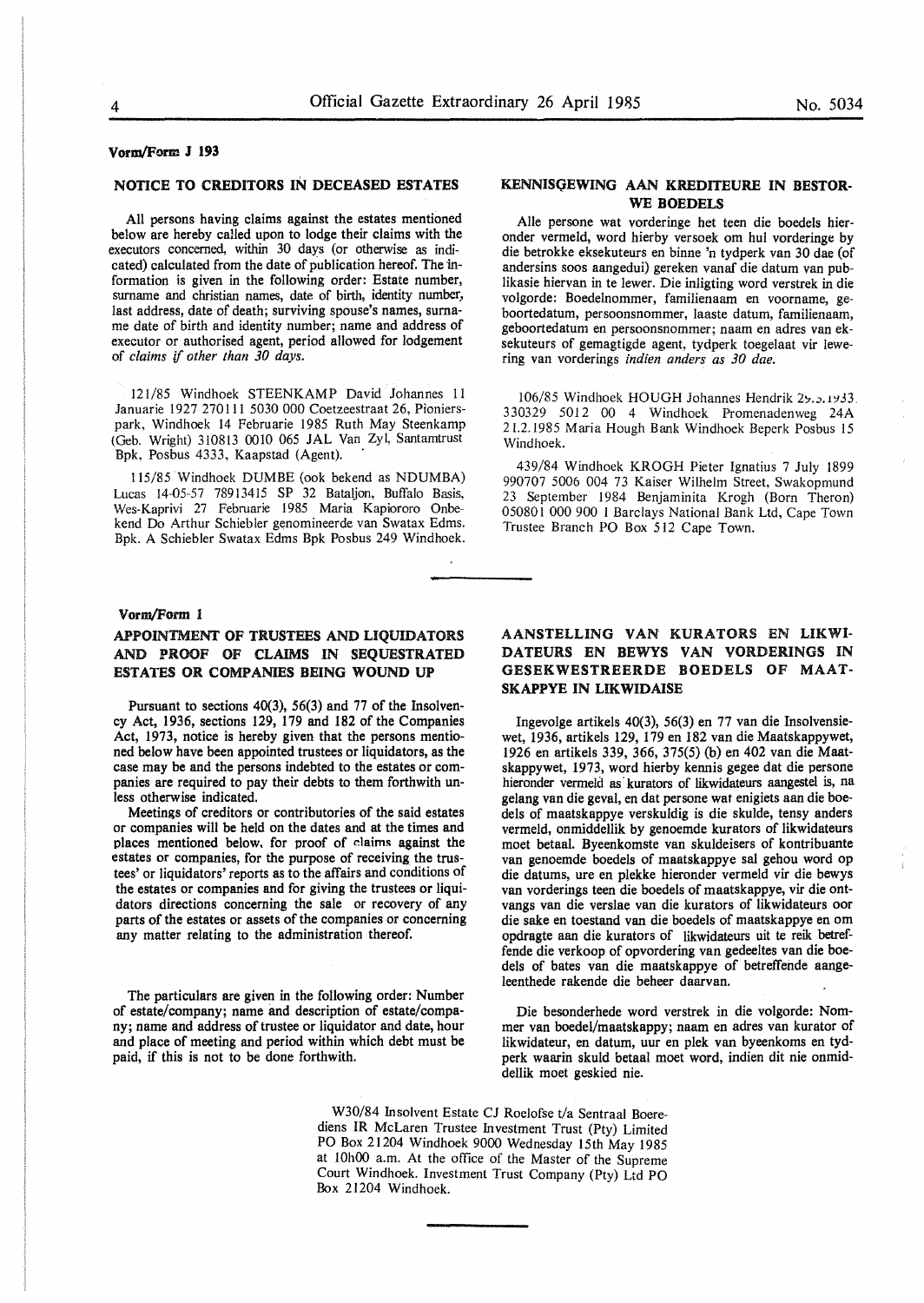Vorm/Form J 193

## NOTICE TO CREDITORS IN DECEASED ESTATES

All persons having claims against the estates mentioned below are hereby called upon to lodge their claims with the executors concerned, within 30 days (or otherwise as indicated) calculated from the date of publication hereof. The information is given in the following order: Estate number, surname and christian names, date of birth, identity number, last address, date of death; surviving spouse's names, surname date of birth and identity number; name and address of executor or authorised agent, period allowed for lodgement of *claims if other than 30 days.*

121/85 Windhoek STEENKAMP David Johannes 11 Januarie 1927 270111 5030 000 Coetzeestraat 26, Pionierspark, Windhoek 14 Februarie 1985 Ruth May Steenkamp (Geb. Wright) 310813 0010 065 JAL Van Zyl, Santamtrust Bpk, Posbus 4333, Kaapstad (Agent).

115/85 Windhoek DUMBE (ook bekend as NDUMBA) Lucas 14-05-57 78913415 SP 32 Bataljon, Buffalo Basis, Wes-Kaprivi 27 Februarie 1985 Maria Kapiororo Onbekend Do Arthur Schiebler genomineerde van Swatax Edms. Bpk. A Schiebler Swatax Edms Bpk Posbus 249 Windhoek.

## KENNISGEWING AAN KREDITEURE IN BESTORWE BOEDELS

Alle persone wat vorderinge het teen die boedels hieronder vermeld, word hierby versoek om hul vorderinge by die betrokke eksekuteurs en binne 'n tydperk van 30 dae (of andersins soos aangedui) gereken vanaf die datum van publikasie hiervan in te lewer. Die inligting word verstrek in die volgorde: Boedelnommer, familienaam en voorname, geboortedatum, persoonsnommer, laaste datum, familienaam, geboortedatum en persoonsnommer; naam en adres van eksekuteurs of gemagtigde agent, tydperk toegelaat vir lewering van vorderings *indien anders as 30 dae.*

106/85 Windhoek HOUGH Johannes Hendrik 29.3.1933 330329 5012 00 4 Windhoek Promenadenweg 24A 21.2.1985 Maria Hough Bank Windhoek Beperk Posbus 15 Windhoek.

439/84 Windhoek KROGH Pieter Ignatius 7 July 1899 990707 5006 004 73 Kaiser Wilhelm Street, Swakopmund 23 September 1984 Benjaminita Krogh (Born Theron) 050801 000 900 1 Barclays National Bank Ltd, Cape Town Trustee Branch PO Box 512 Cape Town.

---

Vorm/Form 1

## APPOINTMENT OF TRUSTEES AND LIQUIDATORS AND PROOF OF CLAIMS IN SEQUESTRATED ESTATES OR COMPANIES BEING WOUND UP

Pursuant to sections 40(3), 56(3) and 77 of the Insolvency Act, 1936, sections 129, 179 and 182 of the Companies Act, 1973, notice is hereby given that the persons mentioned below have been appointed trustees or liquidators, as the case may be and the persons indebted to the estates or companies are required to pay their debts to them forthwith unless otherwise indicated.

Meetings of creditors or contributories of the said estates or companies will be held on the dates and at the times and places mentioned below, for proof of claims against the estates or companies, for the purpose of receiving the trustees' or liquidators' reports as to the affairs and conditions of the estates or companies and for giving the trustees or liquidators directions concerning the sale or recovery of any parts of the estates or assets of the companies or concerning any matter relating to the administration thereof.

The particulars are given in the following order: Number of estate/company; name and description of estate/company; name and address of trustee or liquidator and date, hour and place of meeting and period within which debt must be paid, if this is not to be done forthwith.

## AANSTELLING VAN KURATORS EN LIKWIDATEURS EN BEWYS VAN VORDERINGS IN GESEKWESTREERDE BOEDELS OF MAATSKAPPYE IN LIKWIDASIE

Ingevolge artikels 40(3), 56(3) en 77 van die Insolvensiewet, 1936, artikels 129, 179 en 182 van die Maatskappywet, 1926 en artikels 339, 366, 375(5) (b) en 402 van die Maatskappywet, 1973, word hierby kennis gegee dat die persone hieronder vermeld as kurators of likwidateurs aangestel is, na gelang van die geval, en dat persone wat enigiets aan die boedels of maatskappye verskuldig is die skulde, tensy anders vermeld, onmiddellik by genoemde kurators of likwidateurs moet betaal. Byeenkomste van skuldeisers of kontribuante van genoemde boedels of maatskappye sal gehou word op die datums, ure en plekke hieronder vermeld vir die bewys van vorderings teen die boedels of maatskappye, vir die ontvangs van die verslae van die kurators of likwidateurs oor die sake en toestand van die boedels of maatskappye en om opdragte aan die kurators of likwidateurs uit te reik betreffende die verkoop of opvordering van gedeeltes van die boedels of bates van die maatskappye of betreffende aangeleenthede rakende die beheer daarvan.

Die besonderhede word verstrek in die volgorde: Nommer van boedel/maatskappy; naam en adres van kurator of likwidateur, en datum, uur en plek van byeenkoms en tydperk waarin skuld betaal moet word, indien dit nie onmiddellik moet geskied nie.

W30/84 Insolvent Estate CJ Roelofse t/a Sentraal Boerediens IR McLaren Trustee Investment Trust (Pty) Limited PO Box 21204 Windhoek 9000 Wednesday 15th May 1985 at 10h00 a.m. At the office of the Master of the Supreme Court Windhoek. Investment Trust Company (Pty) Ltd PO Box 21204 Windhoek.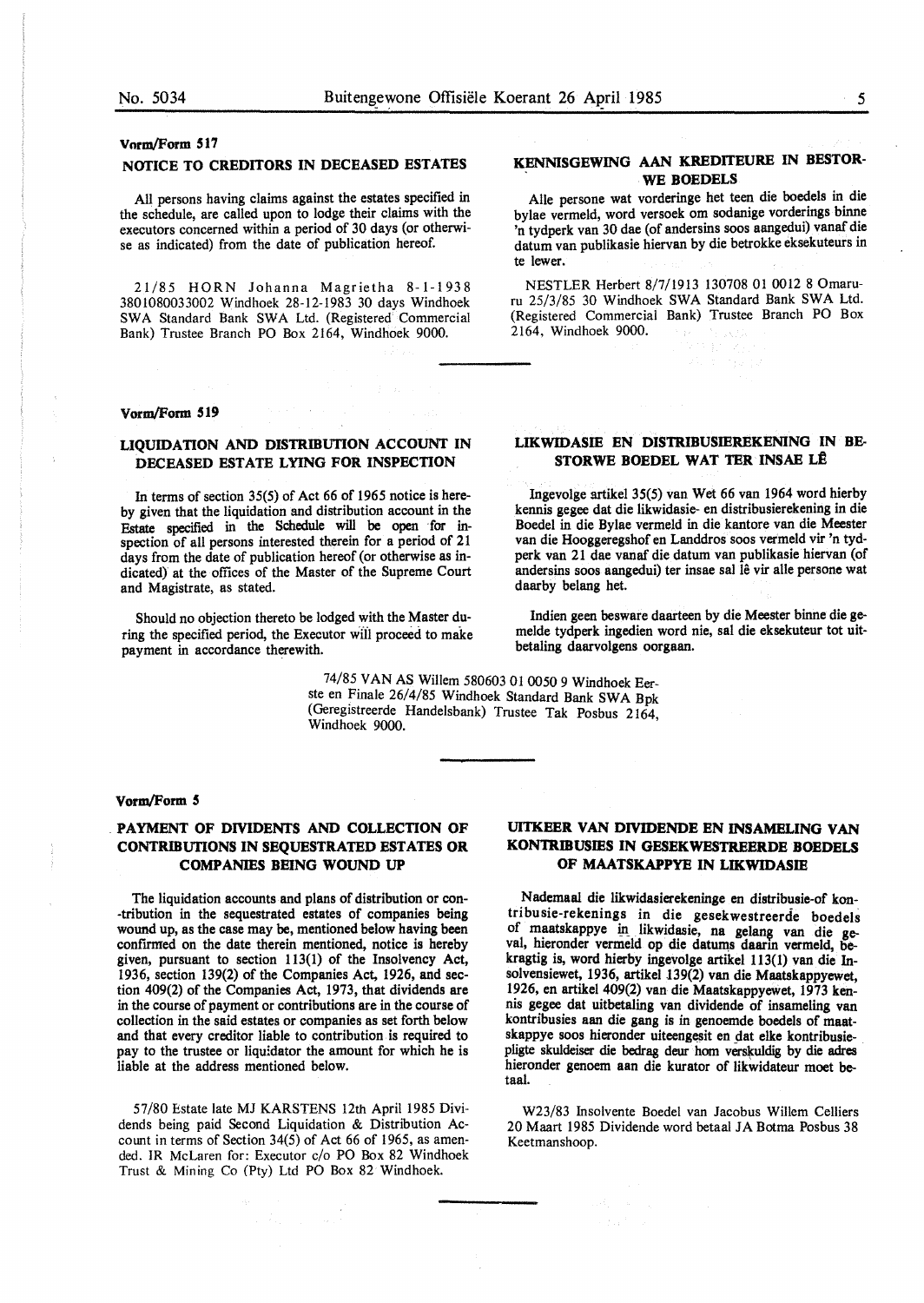**Vorm/Form 517**

## NOTICE TO CREDITORS IN DECEASED ESTATES

All persons having claims against the estates specified in the schedule, are called upon to lodge their claims with the executors concerned within a period of 30 days (or otherwise as indicated) from the date of publication hereof.

21/85 HORN Johanna Magrietha 8-1-1938 3801080033002 Windhoek 28-12-1983 30 days Windhoek SWA Standard Bank SWA Ltd. (Registered Commercial Bank) Trustee Branch PO Box 2164, Windhoek 9000.

## KENNISGEWING AAN KREDITEURE IN BESTORWE BOEDELS

Alle persone wat vorderinge het teen die boedels in die bylae vermeld, word versoek om sodanige vorderings binne 'n tydperk van 30 dae (of andersins soos aangedui) vanaf die datum van publikasie hiervan by die betrokke eksekuteurs in te lewer.

NESTLER Herbert 8/7/1913 130708 01 0012 8 Omaruru 25/3/85 30 Windhoek SWA Standard Bank SWA Ltd. (Registered Commercial Bank) Trustee Branch PO Box 2164, Windhoek 9000.

**Vorm/Form 519**

## LIQUIDATION AND DISTRIBUTION ACCOUNT IN DECEASED ESTATE LYING FOR INSPECTION

In terms of section 35(5) of Act 66 of 1965 notice is hereby given that the liquidation and distribution account in the Estate specified in the Schedule will be open for inspection of all persons interested therein for a period of 21 days from the date of publication hereof (or otherwise as indicated) at the offices of the Master of the Supreme Court and Magistrate, as stated.

Should no objection thereto be lodged with the Master during the specified period, the Executor will proceed to make payment in accordance therewith.

## LIKWIDASIE EN DISTRIBUSIEREKENING IN BESTORWE BOEDEL WAT TER INSAE LÊ

Ingevolge artikel 35(5) van Wet 66 van 1964 word hierby kennis gegee dat die likwidasie- en distribusierekening in die Boedel in die Bylae vermeld in die kantore van die Meester van die Hooggeregshof en Landdros soos vermeld vir 'n tydperk van 21 dae vanaf die datum van publikasie hiervan (of andersins soos aangedui) ter insae sal lê vir alle persone wat daarby belang het.

Indien geen besware daarteen by die Meester binne die gemelde tydperk ingedien word nie, sal die eksekuteur tot uitbetaling daarvolgens oorgaan.

74/85 VAN AS Willem 580603 01 0050 9 Windhoek Eerste en Finale 26/4/85 Windhoek Standard Bank SWA Bpk (Geregistreerde Handelsbank) Trustee Tak Posbus 2164, Windhoek 9000.

**Vorm/Form 5**

## PAYMENT OF DIVIDENTS AND COLLECTION OF CONTRIBUTIONS IN SEQUESTRATED ESTATES OR COMPANIES BEING WOUND UP

The liquidation accounts and plans of distribution or con-tribution in the sequestrated estates of companies being wound up, as the case may be, mentioned below having been confirmed on the date therein mentioned, notice is hereby given, pursuant to section 113(1) of the Insolvency Act, 1936, section 139(2) of the Companies Act, 1926, and section 409(2) of the Companies Act, 1973, that dividends are in the course of payment or contributions are in the course of collection in the said estates or companies as set forth below and that every creditor liable to contribution is required to pay to the trustee or liquidator the amount for which he is liable at the address mentioned below.

57/80 Estate late MJ KARSTENS 12th April 1985 Dividends being paid Second Liquidation & Distribution Account in terms of Section 34(5) of Act 66 of 1965, as amended. IR McLaren for: Executor c/o PO Box 82 Windhoek Trust & Mining Co (Pty) Ltd PO Box 82 Windhoek.

## UITKEER VAN DIVIDENDE EN INSAMELING VAN KONTRIBUSIES IN GESEKWESTREERDE BOEDELS OF MAATSKAPPYE IN LIKWIDASIE

Nademaal die likwidasierekeninge en distribusie-of kontribusie-rekenings in die gesekwestreerde boedels of maatskappye in likwidasie, na gelang van die geval, hieronder vermeld op die datums daarin vermeld, bekragtig is, word hierby ingevolge artikel 113(1) van die Insolvensiewet, 1936, artikel 139(2) van die Maatskappyewet, 1926, en artikel 409(2) van die Maatskappyewet, 1973 kennis gegee dat uitbetaling van dividende of insameling van kontribusies aan die gang is in genoemde boedels of maatskappye soos hieronder uiteengesit en dat elke kontribusiepligte skuldeiser die bedrag deur hom verskuldig by die adres hieronder genoem aan die kurator of likwidateur moet betaal.

W23/83 Insolvente Boedel van Jacobus Willem Celliers 20 Maart 1985 Dividende word betaal JA Botma Posbus 38 Keetmanshoop.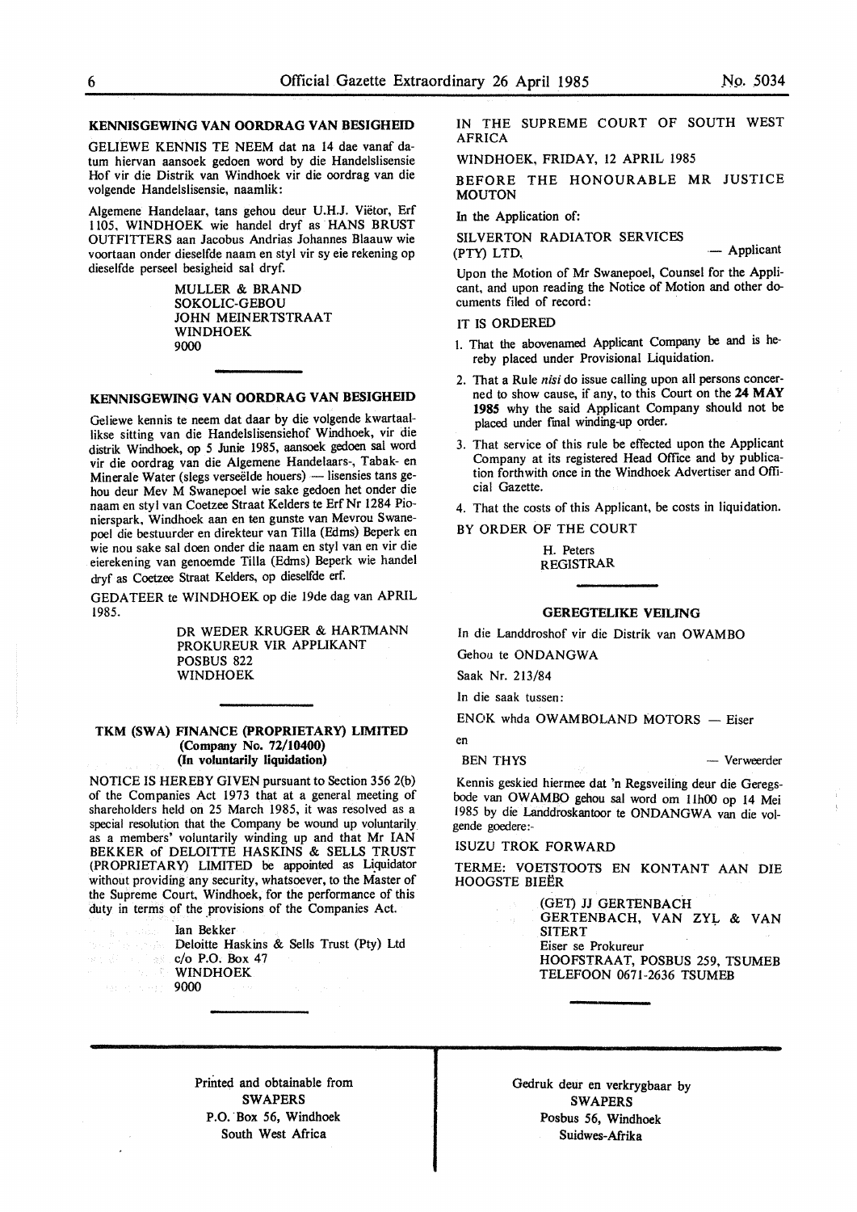## KENNISGEWING VAN OORDRAG VAN BESIGHEID

GELIEWE KENNIS TE NEEM dat na 14 dae vanaf datum hiervan aansoek gedoen word by die Handelslisensie Hof vir die Distrik van Windhoek vir die oordrag van die volgende Handelslisensie, naamlik:

Algemene Handelaar, tans gehou deur U.H.J. Viëtor, Erf 1105, WINDHOEK wie handel dryf as HANS BRUST OUTFITTERS aan Jacobus Andrias Johannes Blaauw wie voortaan onder dieselfde naam en styl vir sy eie rekening op dieselfde perseel besigheid sal dryf.

MULLER & BRAND
SOKOLIC-GEBOU
JOHN MEINERTSTRAAT
WINDHOEK
9000

## KENNISGEWING VAN OORDRAG VAN BESIGHEID

Geliewe kennis te neem dat daar by die volgende kwartaallikse sitting van die Handelslisensiehof Windhoek, vir die distrik Windhoek, op 5 Junie 1985, aansoek gedoen sal word vir die oordrag van die Algemene Handelaars-, Tabak- en Minerale Water (slegs verseëlde houers) — lisensies tans gehou deur Mev M Swanepoel wie sake gedoen het onder die naam en styl van Coetzee Straat Kelders te Erf Nr 1284 Pionierspark, Windhoek aan en ten gunste van Mevrou Swanepoel die bestuurder en direkteur van Tilla (Edms) Beperk en wie nou sake sal doen onder die naam en styl van en vir die eierekening van genoemde Tilla (Edms) Beperk wie handel dryf as Coetzee Straat Kelders, op dieselfde erf.

GEDATEER te WINDHOEK op die 19de dag van APRIL 1985.

DR WEDER KRUGER & HARTMANN
PROKUREUR VIR APPLIKANT
POSBUS 822
WINDHOEK

## TKM (SWA) FINANCE (PROPRIETARY) LIMITED
**(Company No. 72/10400)**
**(In voluntarily liquidation)**

NOTICE IS HEREBY GIVEN pursuant to Section 356 2(b) of the Companies Act 1973 that at a general meeting of shareholders held on 25 March 1985, it was resolved as a special resolution that the Company be wound up voluntarily as a members' voluntarily winding up and that Mr IAN BEKKER of DELOITTE HASKINS & SELLS TRUST (PROPRIETARY) LIMITED be appointed as Liquidator without providing any security, whatsoever, to the Master of the Supreme Court, Windhoek, for the performance of this duty in terms of the provisions of the Companies Act.

Ian Bekker
Deloitte Haskins & Sells Trust (Pty) Ltd
c/o P.O. Box 47
WINDHOEK
9000

IN THE SUPREME COURT OF SOUTH WEST AFRICA

WINDHOEK, FRIDAY, 12 APRIL 1985

BEFORE THE HONOURABLE MR JUSTICE MOUTON

In the Application of:

SILVERTON RADIATOR SERVICES (PTY) LTD. — Applicant

Upon the Motion of Mr Swanepoel, Counsel for the Applicant, and upon reading the Notice of Motion and other documents filed of record:

IT IS ORDERED

1. That the abovenamed Applicant Company be and is hereby placed under Provisional Liquidation.
2. That a Rule *nisi* do issue calling upon all persons concerned to show cause, if any, to this Court on the **24 MAY 1985** why the said Applicant Company should not be placed under final winding-up order.
3. That service of this rule be effected upon the Applicant Company at its registered Head Office and by publication forthwith once in the Windhoek Advertiser and Official Gazette.
4. That the costs of this Applicant, be costs in liquidation.

BY ORDER OF THE COURT

H. Peters
REGISTRAR

## GEREGTELIKE VEILING

In die Landdroshof vir die Distrik van OWAMBO

Gehou te ONDANGWA

Saak Nr. 213/84

In die saak tussen:

ENOK whda OWAMBOLAND MOTORS — Eiser

en

BEN THYS — Verweerder

Kennis geskied hiermee dat 'n Regsveiling deur die Geregsbode van OWAMBO gehou sal word om 11h00 op 14 Mei 1985 by die Landdroskantoor te ONDANGWA van die volgende goedere:-

ISUZU TROK FORWARD

TERME: VOETSTOOTS EN KONTANT AAN DIE HOOGSTE BIEËR

(GET) JJ GERTENBACH
GERTENBACH, VAN ZYL & VAN SITERT
Eiser se Prokureur
HOOFSTRAAT, POSBUS 259, TSUMEB
TELEFOON 0671-2636 TSUMEB

Printed and obtainable from
SWAPERS
P.O. Box 56, Windhoek
South West Africa

Gedruk deur en verkrygbaar by
SWAPERS
Posbus 56, Windhoek
Suidwes-Afrika